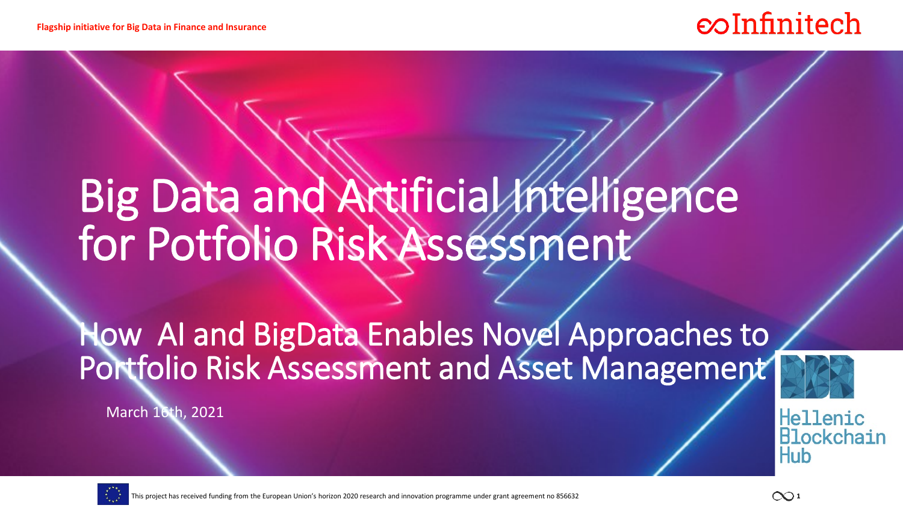Flagship initiative for Big Data in Finance and Insurance

Infinitech

# Big Data and Artificial Intelligence for Potfolio Risk Assessment

## How AI and BigData Enables Novel Approaches to Portfolio Risk Assessment and Asset Management

March 16th, 2021

Hellenic Blockchain Hub

This project has received funding from the European Union's horizon 2020 research and innovation programme under grant agreement no 856632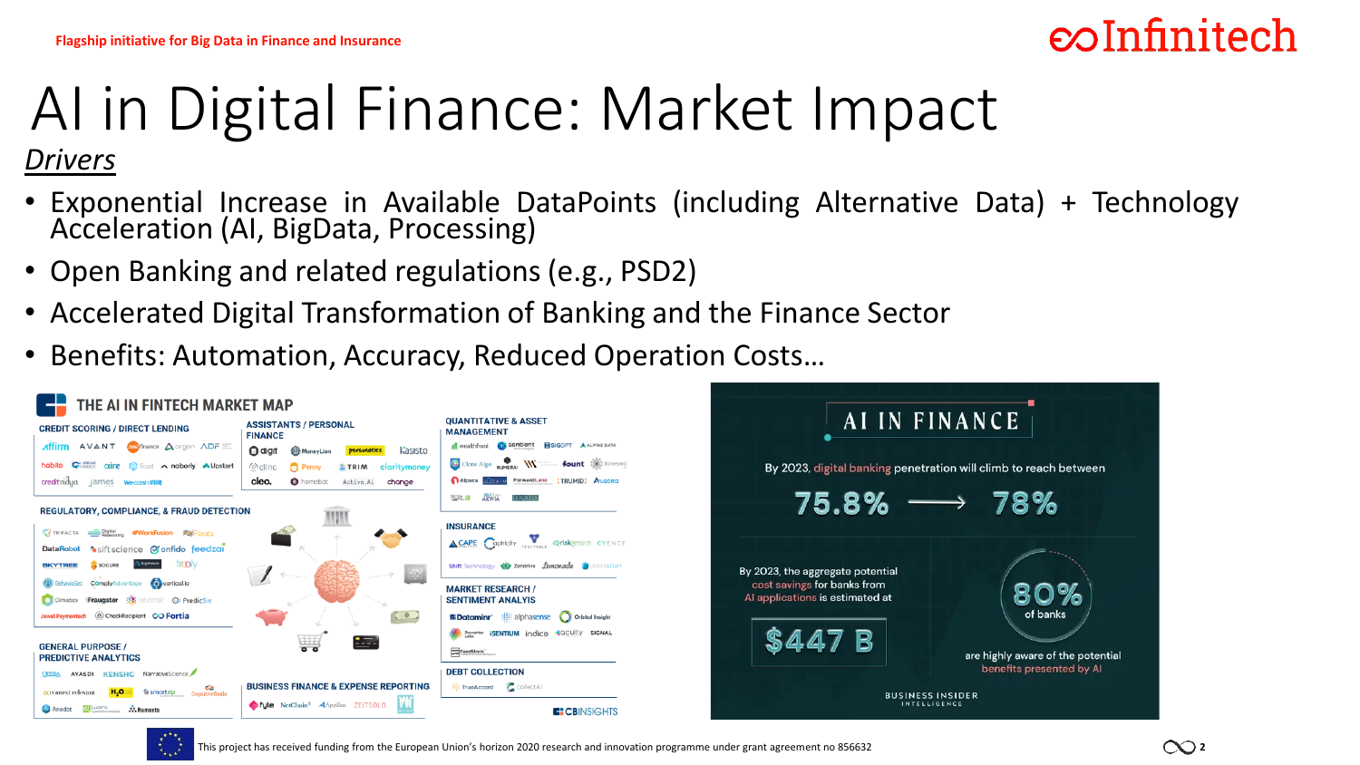# AI in Digital Finance: Market Impact

*Drivers*

- Exponential Increase in Available DataPoints (including Alternative Data) + Technology Acceleration (AI, BigData, Processing)
- Open Banking and related regulations (e.g., PSD2)
- Accelerated Digital Transformation of Banking and the Finance Sector
- Benefits: Automation, Accuracy, Reduced Operation Costs…

THE AI IN FINTECH MARKET MAP

AI IN FINANCE

By 2023, digital banking penetration will climb to reach between 75.8% → 78%

By 2023, the aggregate potential cost savings for banks from AI applications is estimated at $447 B

80% of banks are highly aware of the potential benefits presented by AI

This project has received funding from the European Union's horizon 2020 research and innovation programme under grant agreement no 856632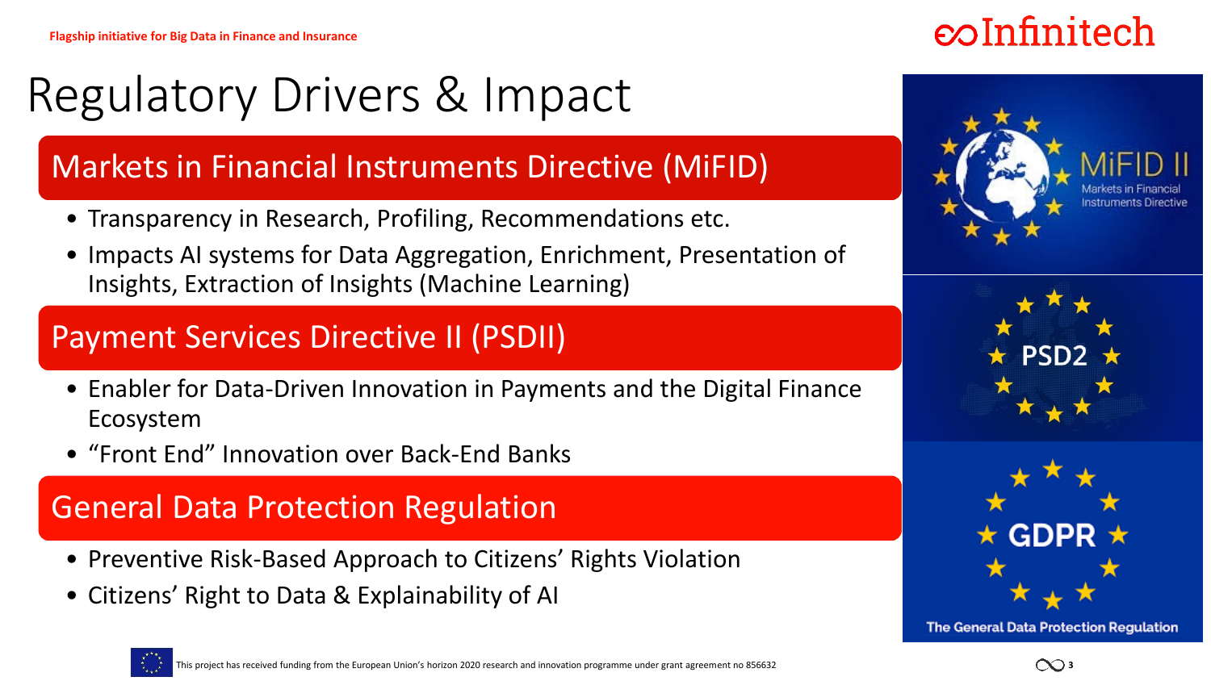# Regulatory Drivers & Impact

## Markets in Financial Instruments Directive (MiFID)

- Transparency in Research, Profiling, Recommendations etc.
- Impacts AI systems for Data Aggregation, Enrichment, Presentation of Insights, Extraction of Insights (Machine Learning)

## Payment Services Directive II (PSDII)

- Enabler for Data-Driven Innovation in Payments and the Digital Finance Ecosystem
- “Front End” Innovation over Back-End Banks

## General Data Protection Regulation

- Preventive Risk-Based Approach to Citizens’ Rights Violation
- Citizens’ Right to Data & Explainability of AI

This project has received funding from the European Union’s horizon 2020 research and innovation programme under grant agreement no 856632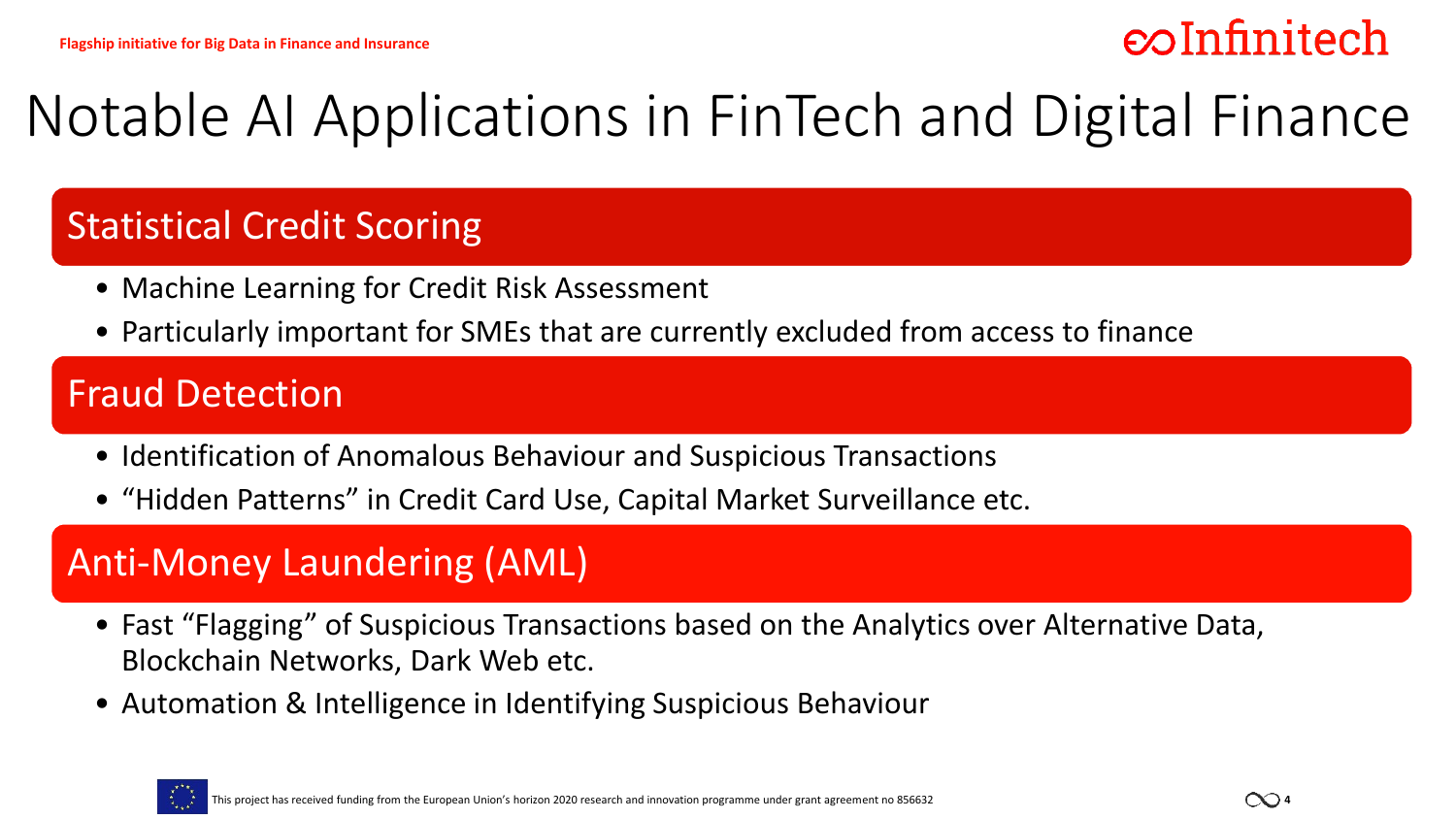# Notable AI Applications in FinTech and Digital Finance

## Statistical Credit Scoring

- Machine Learning for Credit Risk Assessment
- Particularly important for SMEs that are currently excluded from access to finance

## Fraud Detection

- Identification of Anomalous Behaviour and Suspicious Transactions
- “Hidden Patterns” in Credit Card Use, Capital Market Surveillance etc.

## Anti-Money Laundering (AML)

- Fast “Flagging” of Suspicious Transactions based on the Analytics over Alternative Data, Blockchain Networks, Dark Web etc.
- Automation & Intelligence in Identifying Suspicious Behaviour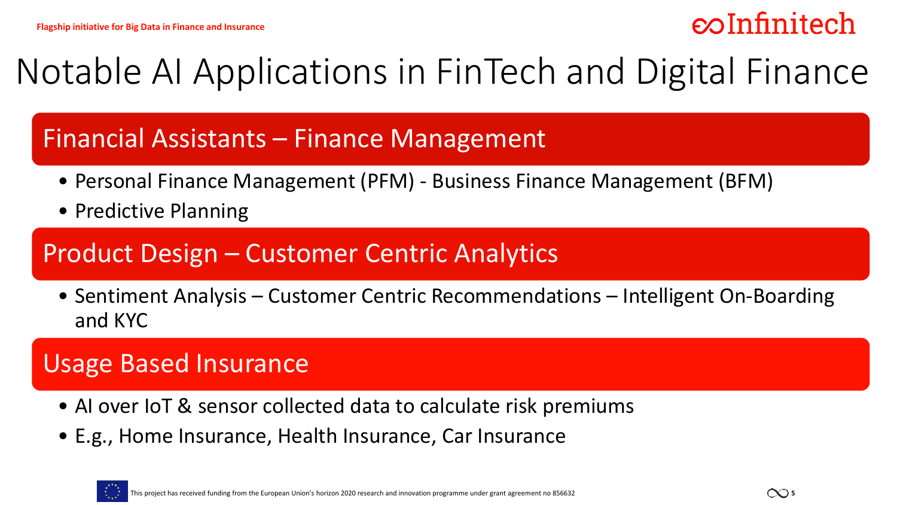# Notable AI Applications in FinTech and Digital Finance

## Financial Assistants – Finance Management

- Personal Finance Management (PFM) - Business Finance Management (BFM)
- Predictive Planning

## Product Design – Customer Centric Analytics

- Sentiment Analysis – Customer Centric Recommendations – Intelligent On-Boarding and KYC

## Usage Based Insurance

- AI over IoT & sensor collected data to calculate risk premiums
- E.g., Home Insurance, Health Insurance, Car Insurance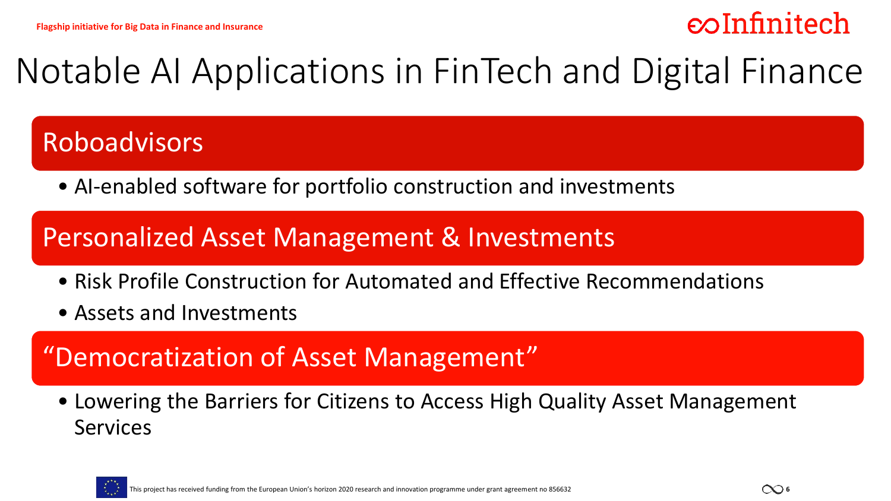# Notable AI Applications in FinTech and Digital Finance

## Roboadvisors

- AI-enabled software for portfolio construction and investments

## Personalized Asset Management & Investments

- Risk Profile Construction for Automated and Effective Recommendations
- Assets and Investments

## “Democratization of Asset Management”

- Lowering the Barriers for Citizens to Access High Quality Asset Management Services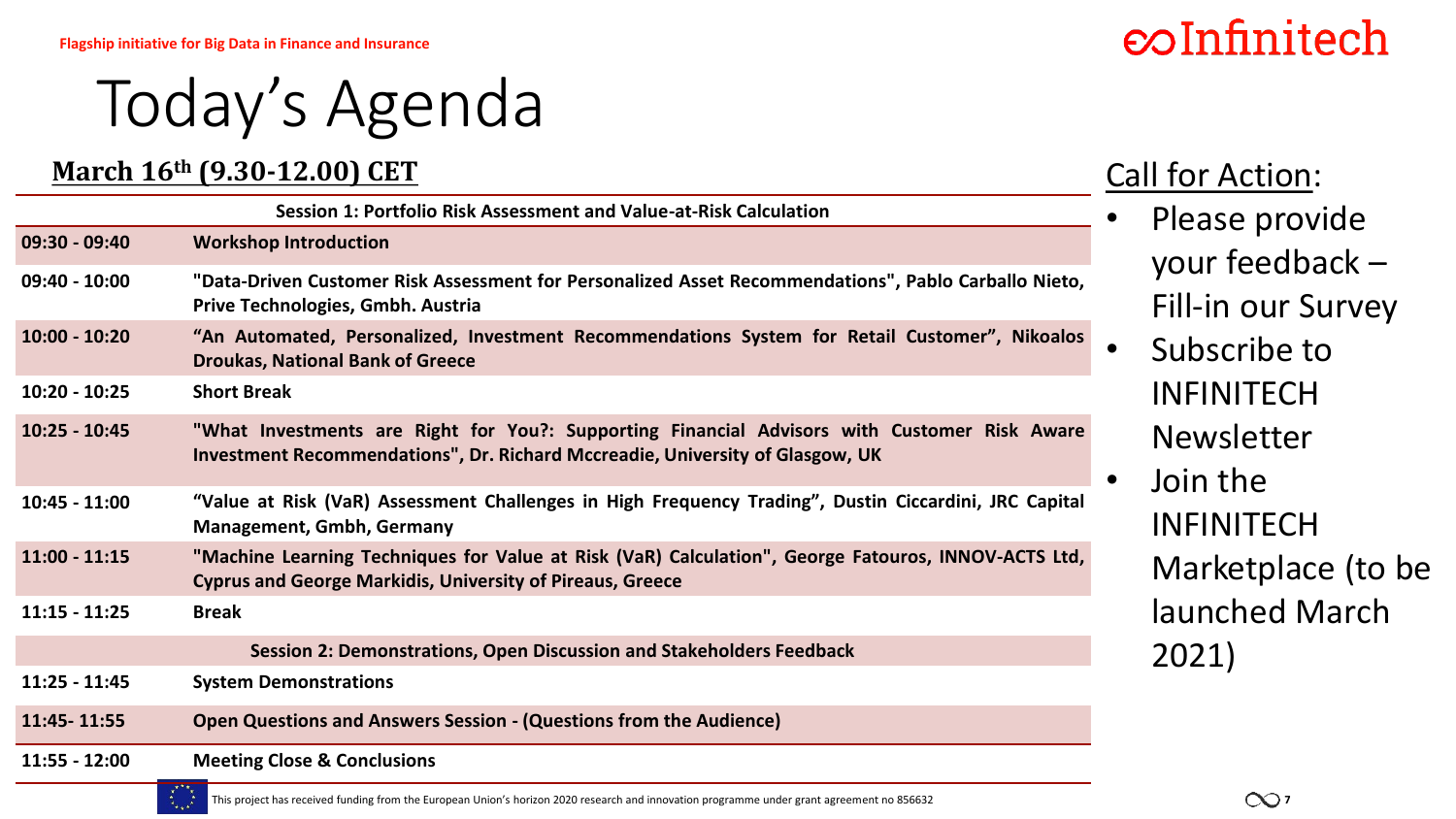Flagship initiative for Big Data in Finance and Insurance

∞Infinitech

# Today's Agenda

## March 16th (9.30-12.00) CET

| | |
|---|---|
| **Session 1: Portfolio Risk Assessment and Value-at-Risk Calculation** | |
| **09:30 - 09:40** | **Workshop Introduction** |
| **09:40 - 10:00** | **"Data-Driven Customer Risk Assessment for Personalized Asset Recommendations", Pablo Carballo Nieto, Prive Technologies, Gmbh. Austria** |
| **10:00 - 10:20** | **"An Automated, Personalized, Investment Recommendations System for Retail Customer", Nikoalos Droukas, National Bank of Greece** |
| **10:20 - 10:25** | **Short Break** |
| **10:25 - 10:45** | **"What Investments are Right for You?: Supporting Financial Advisors with Customer Risk Aware Investment Recommendations", Dr. Richard Mccreadie, University of Glasgow, UK** |
| **10:45 - 11:00** | **"Value at Risk (VaR) Assessment Challenges in High Frequency Trading", Dustin Ciccardini, JRC Capital Management, Gmbh, Germany** |
| **11:00 - 11:15** | **"Machine Learning Techniques for Value at Risk (VaR) Calculation", George Fatouros, INNOV-ACTS Ltd, Cyprus and George Markidis, University of Pireaus, Greece** |
| **11:15 - 11:25** | **Break** |
| **Session 2: Demonstrations, Open Discussion and Stakeholders Feedback** | |
| **11:25 - 11:45** | **System Demonstrations** |
| **11:45- 11:55** | **Open Questions and Answers Session - (Questions from the Audience)** |
| **11:55 - 12:00** | **Meeting Close & Conclusions** |

Call for Action:

- Please provide your feedback – Fill-in our Survey
- Subscribe to INFINITECH Newsletter
- Join the INFINITECH Marketplace (to be launched March 2021)

This project has received funding from the European Union's horizon 2020 research and innovation programme under grant agreement no 856632